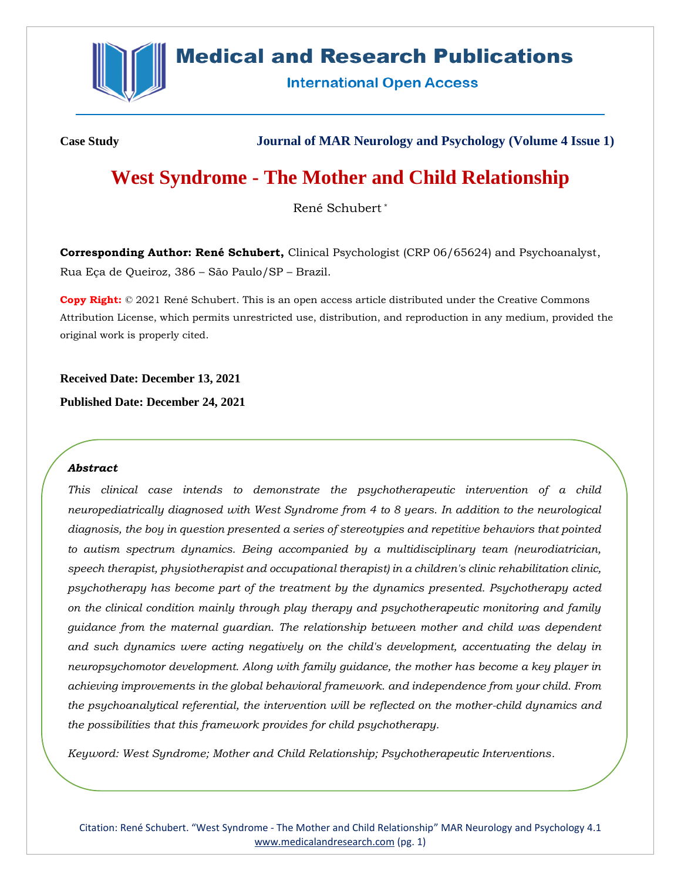**Case Study**

**Journal of MAR Neurology and Psychology (Volume 4 Issue 1)**

# West Syndrome - The Mother and Child Relationship

René Schubert *

**Corresponding Author: René Schubert,** Clinical Psychologist (CRP 06/65624) and Psychoanalyst, Rua Eça de Queiroz, 386 – São Paulo/SP – Brazil.

**Copy Right:** © 2021 René Schubert. This is an open access article distributed under the Creative Commons Attribution License, which permits unrestricted use, distribution, and reproduction in any medium, provided the original work is properly cited.

**Received Date: December 13, 2021**

**Published Date: December 24, 2021**

***Abstract***

*This clinical case intends to demonstrate the psychotherapeutic intervention of a child neuropediatrically diagnosed with West Syndrome from 4 to 8 years. In addition to the neurological diagnosis, the boy in question presented a series of stereotypies and repetitive behaviors that pointed to autism spectrum dynamics. Being accompanied by a multidisciplinary team (neurodiatrician, speech therapist, physiotherapist and occupational therapist) in a children's clinic rehabilitation clinic, psychotherapy has become part of the treatment by the dynamics presented. Psychotherapy acted on the clinical condition mainly through play therapy and psychotherapeutic monitoring and family guidance from the maternal guardian. The relationship between mother and child was dependent and such dynamics were acting negatively on the child's development, accentuating the delay in neuropsychomotor development. Along with family guidance, the mother has become a key player in achieving improvements in the global behavioral framework. and independence from your child. From the psychoanalytical referential, the intervention will be reflected on the mother-child dynamics and the possibilities that this framework provides for child psychotherapy.*

*Keyword: West Syndrome; Mother and Child Relationship; Psychotherapeutic Interventions.*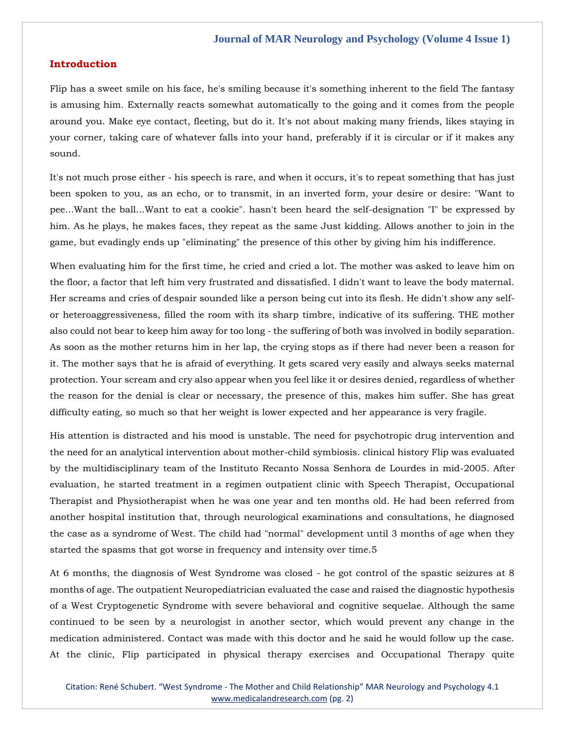## Introduction

Flip has a sweet smile on his face, he's smiling because it's something inherent to the field The fantasy is amusing him. Externally reacts somewhat automatically to the going and it comes from the people around you. Make eye contact, fleeting, but do it. It's not about making many friends, likes staying in your corner, taking care of whatever falls into your hand, preferably if it is circular or if it makes any sound.

It's not much prose either - his speech is rare, and when it occurs, it's to repeat something that has just been spoken to you, as an echo, or to transmit, in an inverted form, your desire or desire: "Want to pee...Want the ball...Want to eat a cookie". hasn't been heard the self-designation "I" be expressed by him. As he plays, he makes faces, they repeat as the same Just kidding. Allows another to join in the game, but evadingly ends up "eliminating" the presence of this other by giving him his indifference.

When evaluating him for the first time, he cried and cried a lot. The mother was asked to leave him on the floor, a factor that left him very frustrated and dissatisfied. I didn't want to leave the body maternal. Her screams and cries of despair sounded like a person being cut into its flesh. He didn't show any self- or heteroaggressiveness, filled the room with its sharp timbre, indicative of its suffering. THE mother also could not bear to keep him away for too long - the suffering of both was involved in bodily separation. As soon as the mother returns him in her lap, the crying stops as if there had never been a reason for it. The mother says that he is afraid of everything. It gets scared very easily and always seeks maternal protection. Your scream and cry also appear when you feel like it or desires denied, regardless of whether the reason for the denial is clear or necessary, the presence of this, makes him suffer. She has great difficulty eating, so much so that her weight is lower expected and her appearance is very fragile.

His attention is distracted and his mood is unstable. The need for psychotropic drug intervention and the need for an analytical intervention about mother-child symbiosis. clinical history Flip was evaluated by the multidisciplinary team of the Instituto Recanto Nossa Senhora de Lourdes in mid-2005. After evaluation, he started treatment in a regimen outpatient clinic with Speech Therapist, Occupational Therapist and Physiotherapist when he was one year and ten months old. He had been referred from another hospital institution that, through neurological examinations and consultations, he diagnosed the case as a syndrome of West. The child had "normal" development until 3 months of age when they started the spasms that got worse in frequency and intensity over time.5

At 6 months, the diagnosis of West Syndrome was closed - he got control of the spastic seizures at 8 months of age. The outpatient Neuropediatrician evaluated the case and raised the diagnostic hypothesis of a West Cryptogenetic Syndrome with severe behavioral and cognitive sequelae. Although the same continued to be seen by a neurologist in another sector, which would prevent any change in the medication administered. Contact was made with this doctor and he said he would follow up the case. At the clinic, Flip participated in physical therapy exercises and Occupational Therapy quite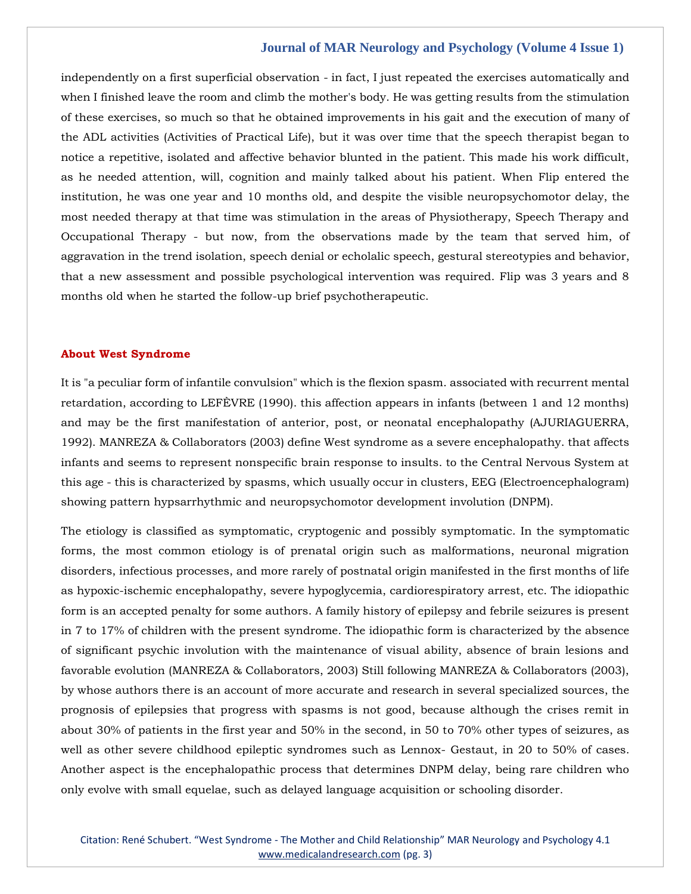independently on a first superficial observation - in fact, I just repeated the exercises automatically and when I finished leave the room and climb the mother's body. He was getting results from the stimulation of these exercises, so much so that he obtained improvements in his gait and the execution of many of the ADL activities (Activities of Practical Life), but it was over time that the speech therapist began to notice a repetitive, isolated and affective behavior blunted in the patient. This made his work difficult, as he needed attention, will, cognition and mainly talked about his patient. When Flip entered the institution, he was one year and 10 months old, and despite the visible neuropsychomotor delay, the most needed therapy at that time was stimulation in the areas of Physiotherapy, Speech Therapy and Occupational Therapy - but now, from the observations made by the team that served him, of aggravation in the trend isolation, speech denial or echolalic speech, gestural stereotypies and behavior, that a new assessment and possible psychological intervention was required. Flip was 3 years and 8 months old when he started the follow-up brief psychotherapeutic.

## About West Syndrome

It is "a peculiar form of infantile convulsion" which is the flexion spasm. associated with recurrent mental retardation, according to LEFÈVRE (1990). this affection appears in infants (between 1 and 12 months) and may be the first manifestation of anterior, post, or neonatal encephalopathy (AJURIAGUERRA, 1992). MANREZA & Collaborators (2003) define West syndrome as a severe encephalopathy. that affects infants and seems to represent nonspecific brain response to insults. to the Central Nervous System at this age - this is characterized by spasms, which usually occur in clusters, EEG (Electroencephalogram) showing pattern hypsarrhythmic and neuropsychomotor development involution (DNPM).

The etiology is classified as symptomatic, cryptogenic and possibly symptomatic. In the symptomatic forms, the most common etiology is of prenatal origin such as malformations, neuronal migration disorders, infectious processes, and more rarely of postnatal origin manifested in the first months of life as hypoxic-ischemic encephalopathy, severe hypoglycemia, cardiorespiratory arrest, etc. The idiopathic form is an accepted penalty for some authors. A family history of epilepsy and febrile seizures is present in 7 to 17% of children with the present syndrome. The idiopathic form is characterized by the absence of significant psychic involution with the maintenance of visual ability, absence of brain lesions and favorable evolution (MANREZA & Collaborators, 2003) Still following MANREZA & Collaborators (2003), by whose authors there is an account of more accurate and research in several specialized sources, the prognosis of epilepsies that progress with spasms is not good, because although the crises remit in about 30% of patients in the first year and 50% in the second, in 50 to 70% other types of seizures, as well as other severe childhood epileptic syndromes such as Lennox- Gestaut, in 20 to 50% of cases. Another aspect is the encephalopathic process that determines DNPM delay, being rare children who only evolve with small equelae, such as delayed language acquisition or schooling disorder.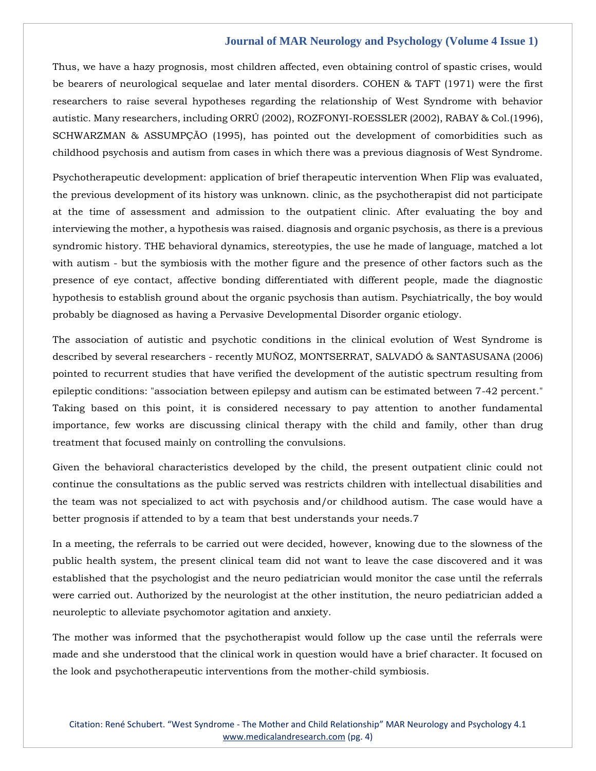Thus, we have a hazy prognosis, most children affected, even obtaining control of spastic crises, would be bearers of neurological sequelae and later mental disorders. COHEN & TAFT (1971) were the first researchers to raise several hypotheses regarding the relationship of West Syndrome with behavior autistic. Many researchers, including ORRÚ (2002), ROZFONYI-ROESSLER (2002), RABAY & Col.(1996), SCHWARZMAN & ASSUMPÇÃO (1995), has pointed out the development of comorbidities such as childhood psychosis and autism from cases in which there was a previous diagnosis of West Syndrome.

Psychotherapeutic development: application of brief therapeutic intervention When Flip was evaluated, the previous development of its history was unknown. clinic, as the psychotherapist did not participate at the time of assessment and admission to the outpatient clinic. After evaluating the boy and interviewing the mother, a hypothesis was raised. diagnosis and organic psychosis, as there is a previous syndromic history. THE behavioral dynamics, stereotypies, the use he made of language, matched a lot with autism - but the symbiosis with the mother figure and the presence of other factors such as the presence of eye contact, affective bonding differentiated with different people, made the diagnostic hypothesis to establish ground about the organic psychosis than autism. Psychiatrically, the boy would probably be diagnosed as having a Pervasive Developmental Disorder organic etiology.

The association of autistic and psychotic conditions in the clinical evolution of West Syndrome is described by several researchers - recently MUÑOZ, MONTSERRAT, SALVADÓ & SANTASUSANA (2006) pointed to recurrent studies that have verified the development of the autistic spectrum resulting from epileptic conditions: "association between epilepsy and autism can be estimated between 7-42 percent." Taking based on this point, it is considered necessary to pay attention to another fundamental importance, few works are discussing clinical therapy with the child and family, other than drug treatment that focused mainly on controlling the convulsions.

Given the behavioral characteristics developed by the child, the present outpatient clinic could not continue the consultations as the public served was restricts children with intellectual disabilities and the team was not specialized to act with psychosis and/or childhood autism. The case would have a better prognosis if attended to by a team that best understands your needs.7

In a meeting, the referrals to be carried out were decided, however, knowing due to the slowness of the public health system, the present clinical team did not want to leave the case discovered and it was established that the psychologist and the neuro pediatrician would monitor the case until the referrals were carried out. Authorized by the neurologist at the other institution, the neuro pediatrician added a neuroleptic to alleviate psychomotor agitation and anxiety.

The mother was informed that the psychotherapist would follow up the case until the referrals were made and she understood that the clinical work in question would have a brief character. It focused on the look and psychotherapeutic interventions from the mother-child symbiosis.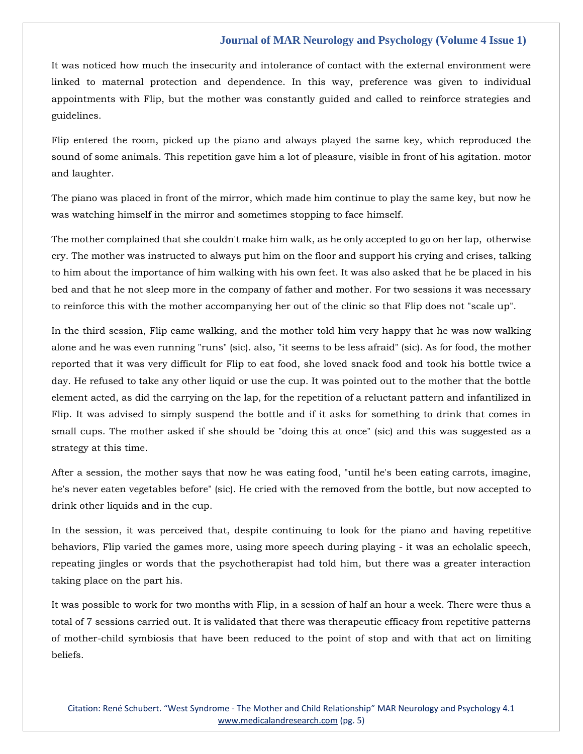It was noticed how much the insecurity and intolerance of contact with the external environment were linked to maternal protection and dependence. In this way, preference was given to individual appointments with Flip, but the mother was constantly guided and called to reinforce strategies and guidelines.

Flip entered the room, picked up the piano and always played the same key, which reproduced the sound of some animals. This repetition gave him a lot of pleasure, visible in front of his agitation. motor and laughter.

The piano was placed in front of the mirror, which made him continue to play the same key, but now he was watching himself in the mirror and sometimes stopping to face himself.

The mother complained that she couldn't make him walk, as he only accepted to go on her lap, otherwise cry. The mother was instructed to always put him on the floor and support his crying and crises, talking to him about the importance of him walking with his own feet. It was also asked that he be placed in his bed and that he not sleep more in the company of father and mother. For two sessions it was necessary to reinforce this with the mother accompanying her out of the clinic so that Flip does not "scale up".

In the third session, Flip came walking, and the mother told him very happy that he was now walking alone and he was even running "runs" (sic). also, "it seems to be less afraid" (sic). As for food, the mother reported that it was very difficult for Flip to eat food, she loved snack food and took his bottle twice a day. He refused to take any other liquid or use the cup. It was pointed out to the mother that the bottle element acted, as did the carrying on the lap, for the repetition of a reluctant pattern and infantilized in Flip. It was advised to simply suspend the bottle and if it asks for something to drink that comes in small cups. The mother asked if she should be "doing this at once" (sic) and this was suggested as a strategy at this time.

After a session, the mother says that now he was eating food, "until he's been eating carrots, imagine, he's never eaten vegetables before" (sic). He cried with the removed from the bottle, but now accepted to drink other liquids and in the cup.

In the session, it was perceived that, despite continuing to look for the piano and having repetitive behaviors, Flip varied the games more, using more speech during playing - it was an echolalic speech, repeating jingles or words that the psychotherapist had told him, but there was a greater interaction taking place on the part his.

It was possible to work for two months with Flip, in a session of half an hour a week. There were thus a total of 7 sessions carried out. It is validated that there was therapeutic efficacy from repetitive patterns of mother-child symbiosis that have been reduced to the point of stop and with that act on limiting beliefs.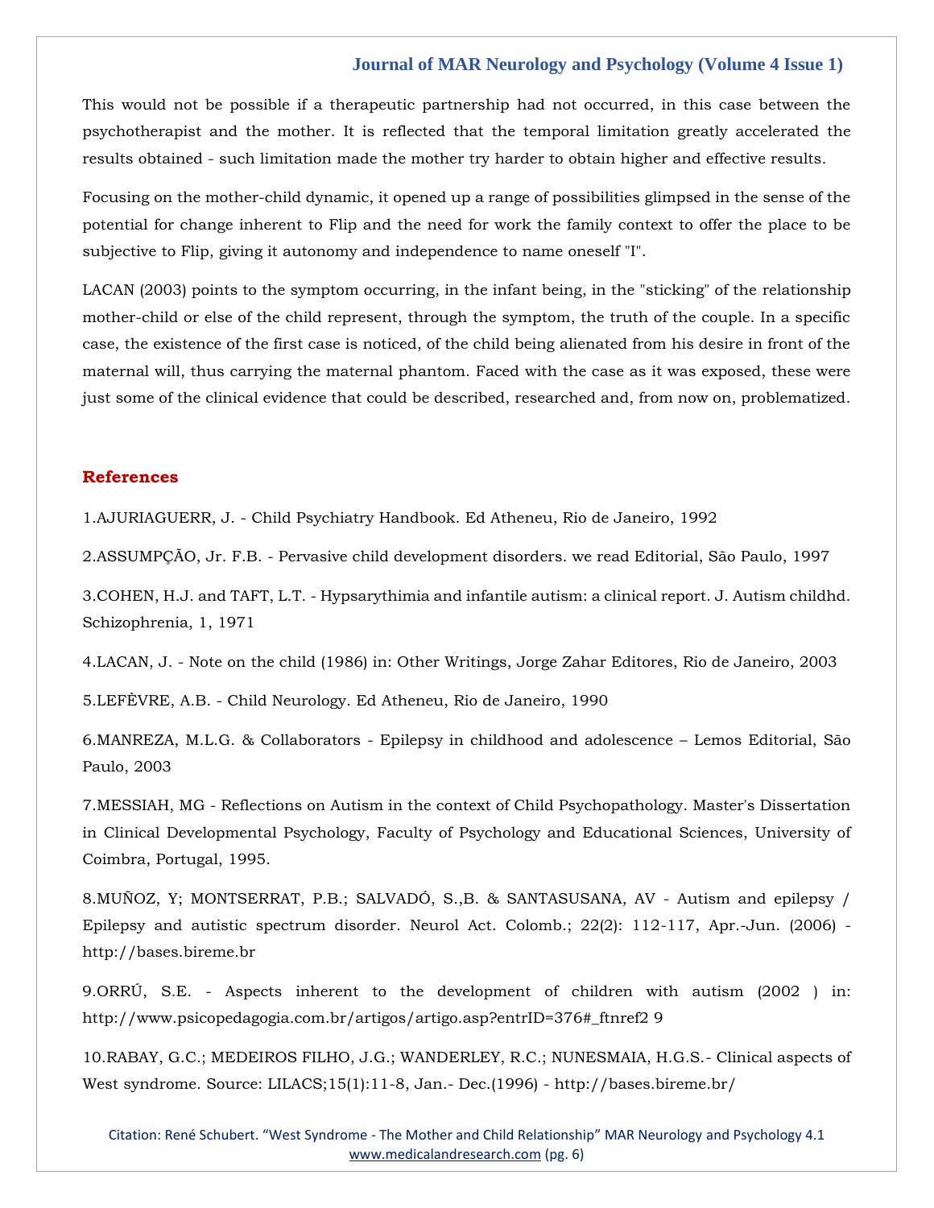This would not be possible if a therapeutic partnership had not occurred, in this case between the psychotherapist and the mother. It is reflected that the temporal limitation greatly accelerated the results obtained - such limitation made the mother try harder to obtain higher and effective results.

Focusing on the mother-child dynamic, it opened up a range of possibilities glimpsed in the sense of the potential for change inherent to Flip and the need for work the family context to offer the place to be subjective to Flip, giving it autonomy and independence to name oneself "I".

LACAN (2003) points to the symptom occurring, in the infant being, in the "sticking" of the relationship mother-child or else of the child represent, through the symptom, the truth of the couple. In a specific case, the existence of the first case is noticed, of the child being alienated from his desire in front of the maternal will, thus carrying the maternal phantom. Faced with the case as it was exposed, these were just some of the clinical evidence that could be described, researched and, from now on, problematized.

## References

1.AJURIAGUERR, J. - Child Psychiatry Handbook. Ed Atheneu, Rio de Janeiro, 1992

2.ASSUMPÇÃO, Jr. F.B. - Pervasive child development disorders. we read Editorial, São Paulo, 1997

3.COHEN, H.J. and TAFT, L.T. - Hypsarythimia and infantile autism: a clinical report. J. Autism childhd. Schizophrenia, 1, 1971

4.LACAN, J. - Note on the child (1986) in: Other Writings, Jorge Zahar Editores, Rio de Janeiro, 2003

5.LEFÈVRE, A.B. - Child Neurology. Ed Atheneu, Rio de Janeiro, 1990

6.MANREZA, M.L.G. & Collaborators - Epilepsy in childhood and adolescence – Lemos Editorial, São Paulo, 2003

7.MESSIAH, MG - Reflections on Autism in the context of Child Psychopathology. Master's Dissertation in Clinical Developmental Psychology, Faculty of Psychology and Educational Sciences, University of Coimbra, Portugal, 1995.

8.MUÑOZ, Y; MONTSERRAT, P.B.; SALVADÓ, S.,B. & SANTASUSANA, AV - Autism and epilepsy / Epilepsy and autistic spectrum disorder. Neurol Act. Colomb.; 22(2): 112-117, Apr.-Jun. (2006) - http://bases.bireme.br

9.ORRÚ, S.E. - Aspects inherent to the development of children with autism (2002 ) in: http://www.psicopedagogia.com.br/artigos/artigo.asp?entrID=376#_ftnref2 9

10.RABAY, G.C.; MEDEIROS FILHO, J.G.; WANDERLEY, R.C.; NUNESMAIA, H.G.S.- Clinical aspects of West syndrome. Source: LILACS;15(1):11-8, Jan.- Dec.(1996) - http://bases.bireme.br/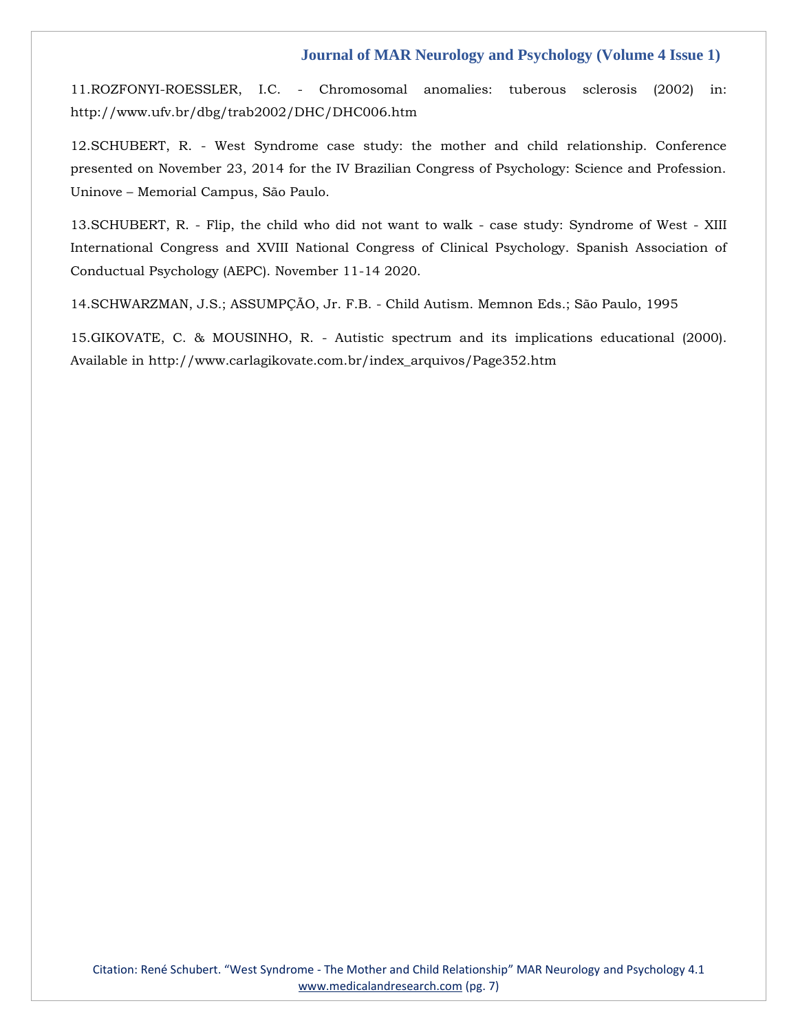11.ROZFONYI-ROESSLER, I.C. - Chromosomal anomalies: tuberous sclerosis (2002) in: http://www.ufv.br/dbg/trab2002/DHC/DHC006.htm

12.SCHUBERT, R. - West Syndrome case study: the mother and child relationship. Conference presented on November 23, 2014 for the IV Brazilian Congress of Psychology: Science and Profession. Uninove – Memorial Campus, São Paulo.

13.SCHUBERT, R. - Flip, the child who did not want to walk - case study: Syndrome of West - XIII International Congress and XVIII National Congress of Clinical Psychology. Spanish Association of Conductual Psychology (AEPC). November 11-14 2020.

14.SCHWARZMAN, J.S.; ASSUMPÇÃO, Jr. F.B. - Child Autism. Memnon Eds.; São Paulo, 1995

15.GIKOVATE, C. & MOUSINHO, R. - Autistic spectrum and its implications educational (2000). Available in http://www.carlagikovate.com.br/index_arquivos/Page352.htm